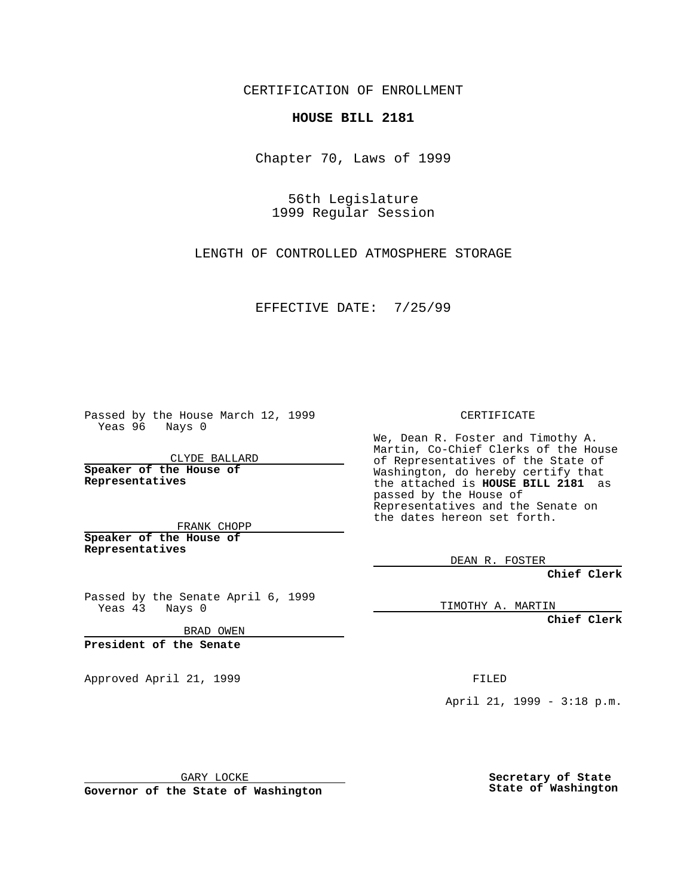CERTIFICATION OF ENROLLMENT

**HOUSE BILL 2181**

Chapter 70, Laws of 1999

56th Legislature
1999 Regular Session

LENGTH OF CONTROLLED ATMOSPHERE STORAGE

EFFECTIVE DATE: 7/25/99

Passed by the House March 12, 1999
Yeas 96 Nays 0

CLYDE BALLARD
**Speaker of the House of Representatives**

FRANK CHOPP
**Speaker of the House of Representatives**

Passed by the Senate April 6, 1999
Yeas 43 Nays 0

BRAD OWEN
**President of the Senate**

Approved April 21, 1999

GARY LOCKE
**Governor of the State of Washington**

CERTIFICATE

We, Dean R. Foster and Timothy A. Martin, Co-Chief Clerks of the House of Representatives of the State of Washington, do hereby certify that the attached is **HOUSE BILL 2181** as passed by the House of Representatives and the Senate on the dates hereon set forth.

DEAN R. FOSTER
**Chief Clerk**

TIMOTHY A. MARTIN
**Chief Clerk**

FILED

April 21, 1999 - 3:18 p.m.

**Secretary of State**
**State of Washington**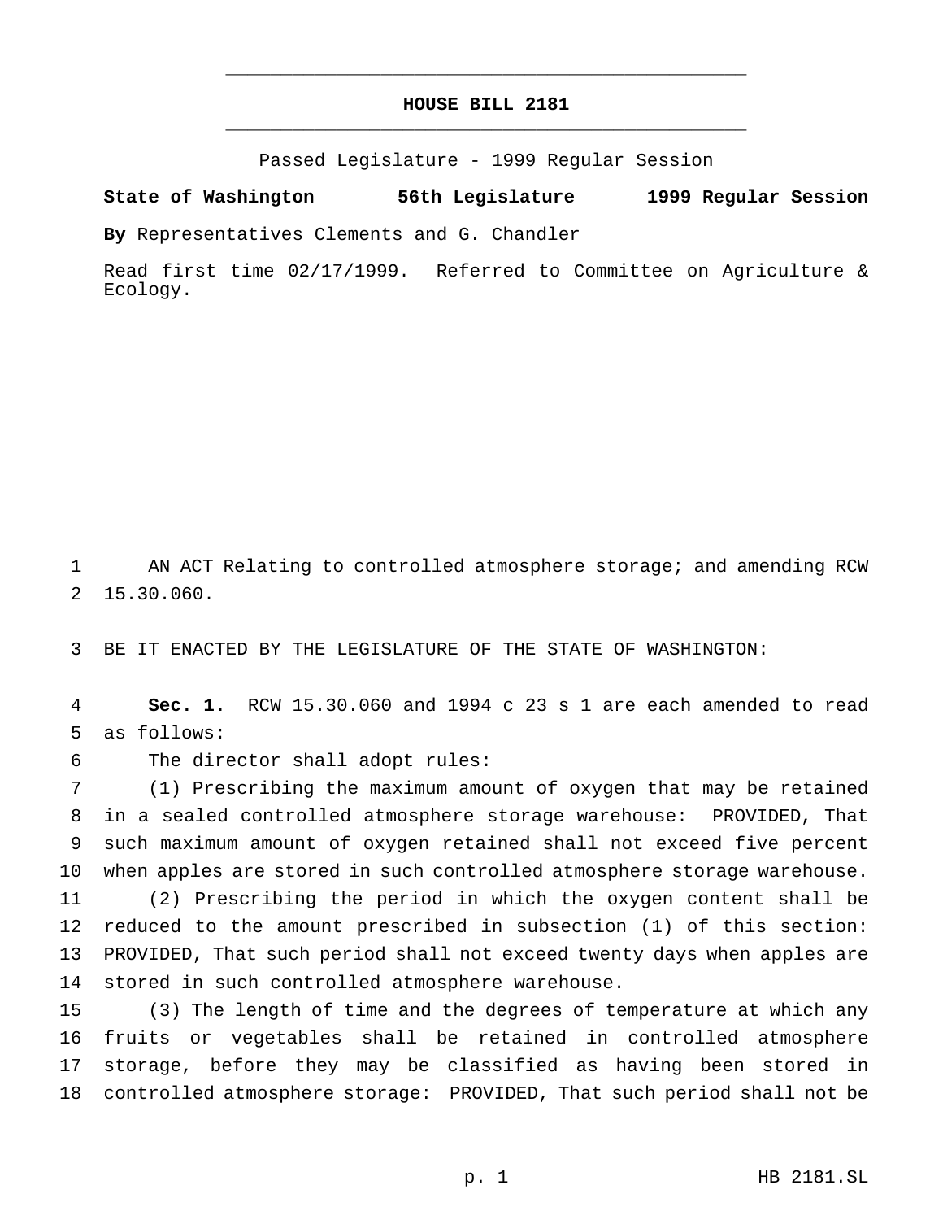# HOUSE BILL 2181

Passed Legislature - 1999 Regular Session

**State of Washington 56th Legislature 1999 Regular Session**

**By** Representatives Clements and G. Chandler

Read first time 02/17/1999. Referred to Committee on Agriculture & Ecology.

AN ACT Relating to controlled atmosphere storage; and amending RCW 15.30.060.

BE IT ENACTED BY THE LEGISLATURE OF THE STATE OF WASHINGTON:

**Sec. 1.** RCW 15.30.060 and 1994 c 23 s 1 are each amended to read as follows:

The director shall adopt rules:

(1) Prescribing the maximum amount of oxygen that may be retained in a sealed controlled atmosphere storage warehouse: PROVIDED, That such maximum amount of oxygen retained shall not exceed five percent when apples are stored in such controlled atmosphere storage warehouse.

(2) Prescribing the period in which the oxygen content shall be reduced to the amount prescribed in subsection (1) of this section: PROVIDED, That such period shall not exceed twenty days when apples are stored in such controlled atmosphere warehouse.

(3) The length of time and the degrees of temperature at which any fruits or vegetables shall be retained in controlled atmosphere storage, before they may be classified as having been stored in controlled atmosphere storage: PROVIDED, That such period shall not be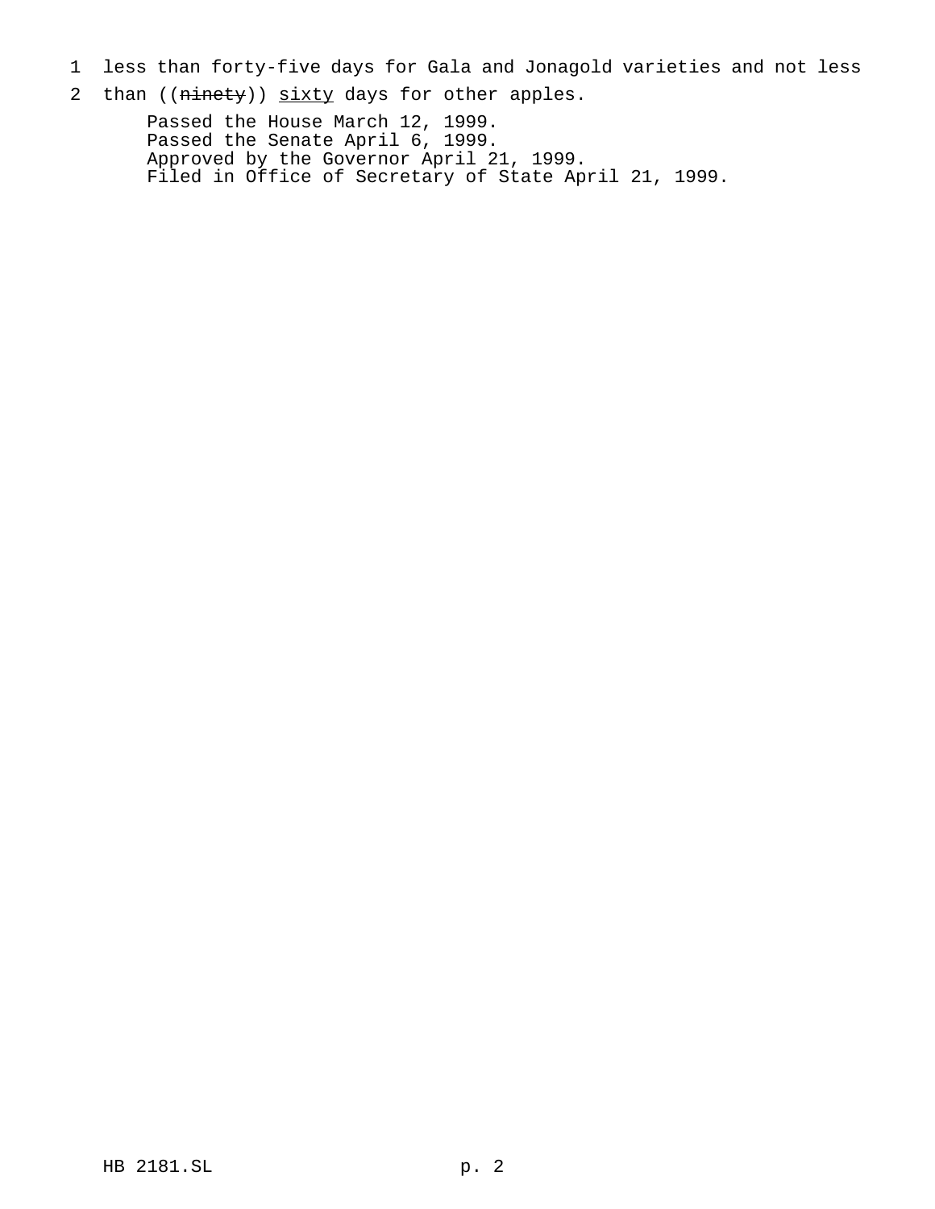less than forty-five days for Gala and Jonagold varieties and not less than ((~~ninety~~)) <u>sixty</u> days for other apples.

Passed the House March 12, 1999.
Passed the Senate April 6, 1999.
Approved by the Governor April 21, 1999.
Filed in Office of Secretary of State April 21, 1999.